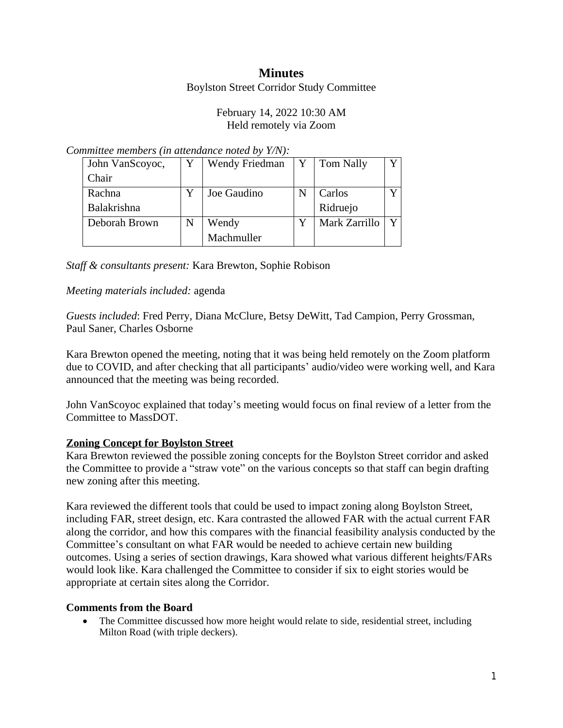# Minutes

Boylston Street Corridor Study Committee

February 14, 2022 10:30 AM
Held remotely via Zoom

*Committee members (in attendance noted by Y/N):*

| | | | | | |
|---|---|---|---|---|---|
| John VanScoyoc, Chair | Y | Wendy Friedman | Y | Tom Nally | Y |
| Rachna Balakrishna | Y | Joe Gaudino | N | Carlos Ridruejo | Y |
| Deborah Brown | N | Wendy Machmuller | Y | Mark Zarrillo | Y |

*Staff & consultants present:* Kara Brewton, Sophie Robison

*Meeting materials included:* agenda

*Guests included*: Fred Perry, Diana McClure, Betsy DeWitt, Tad Campion, Perry Grossman, Paul Saner, Charles Osborne

Kara Brewton opened the meeting, noting that it was being held remotely on the Zoom platform due to COVID, and after checking that all participants' audio/video were working well, and Kara announced that the meeting was being recorded.

John VanScoyoc explained that today's meeting would focus on final review of a letter from the Committee to MassDOT.

## Zoning Concept for Boylston Street

Kara Brewton reviewed the possible zoning concepts for the Boylston Street corridor and asked the Committee to provide a "straw vote" on the various concepts so that staff can begin drafting new zoning after this meeting.

Kara reviewed the different tools that could be used to impact zoning along Boylston Street, including FAR, street design, etc. Kara contrasted the allowed FAR with the actual current FAR along the corridor, and how this compares with the financial feasibility analysis conducted by the Committee's consultant on what FAR would be needed to achieve certain new building outcomes. Using a series of section drawings, Kara showed what various different heights/FARs would look like. Kara challenged the Committee to consider if six to eight stories would be appropriate at certain sites along the Corridor.

### Comments from the Board

- The Committee discussed how more height would relate to side, residential street, including Milton Road (with triple deckers).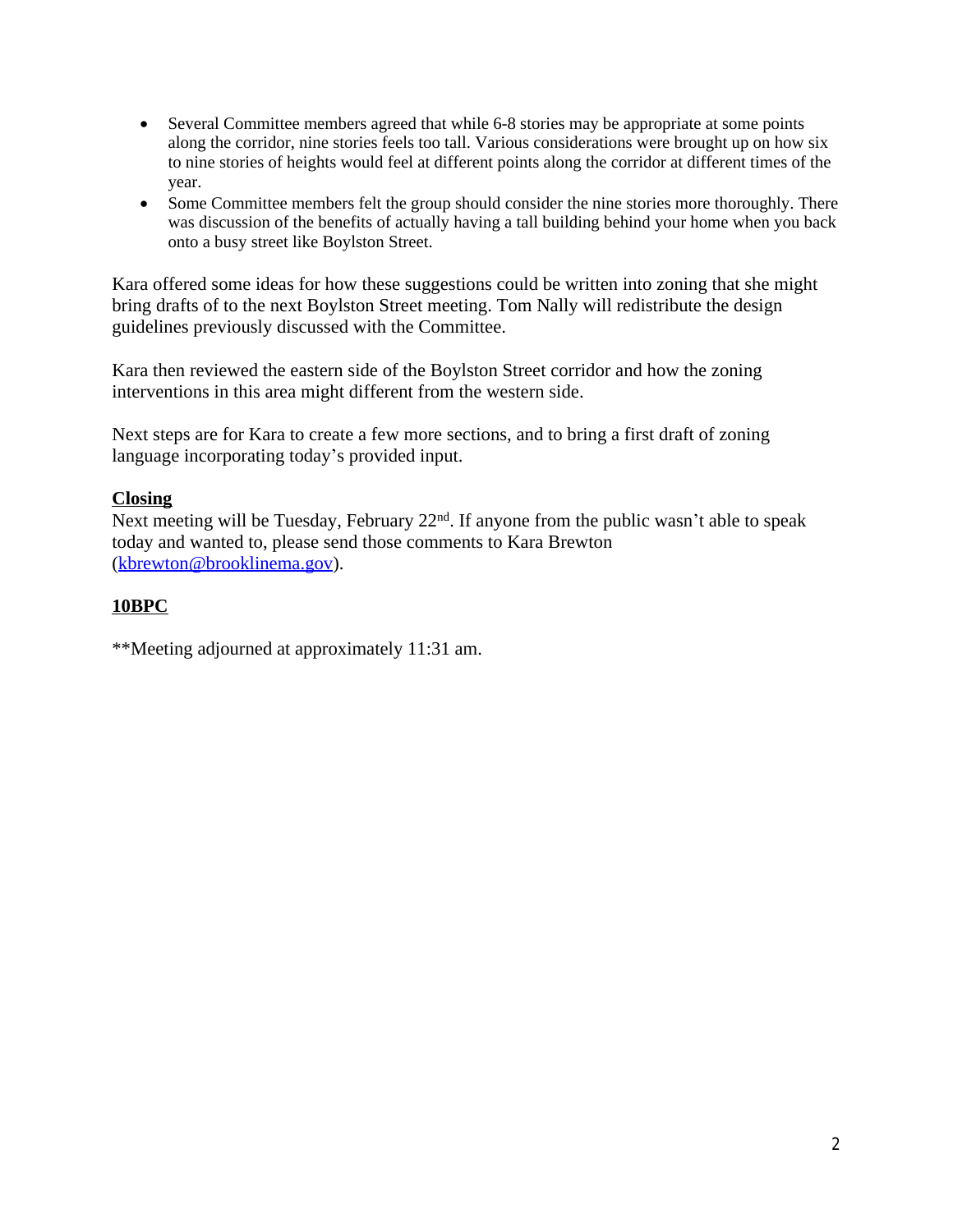- Several Committee members agreed that while 6-8 stories may be appropriate at some points along the corridor, nine stories feels too tall. Various considerations were brought up on how six to nine stories of heights would feel at different points along the corridor at different times of the year.
- Some Committee members felt the group should consider the nine stories more thoroughly. There was discussion of the benefits of actually having a tall building behind your home when you back onto a busy street like Boylston Street.

Kara offered some ideas for how these suggestions could be written into zoning that she might bring drafts of to the next Boylston Street meeting. Tom Nally will redistribute the design guidelines previously discussed with the Committee.

Kara then reviewed the eastern side of the Boylston Street corridor and how the zoning interventions in this area might different from the western side.

Next steps are for Kara to create a few more sections, and to bring a first draft of zoning language incorporating today's provided input.

**Closing**

Next meeting will be Tuesday, February 22nd. If anyone from the public wasn't able to speak today and wanted to, please send those comments to Kara Brewton (kbrewton@brooklinema.gov).

**10BPC**

**Meeting adjourned at approximately 11:31 am.